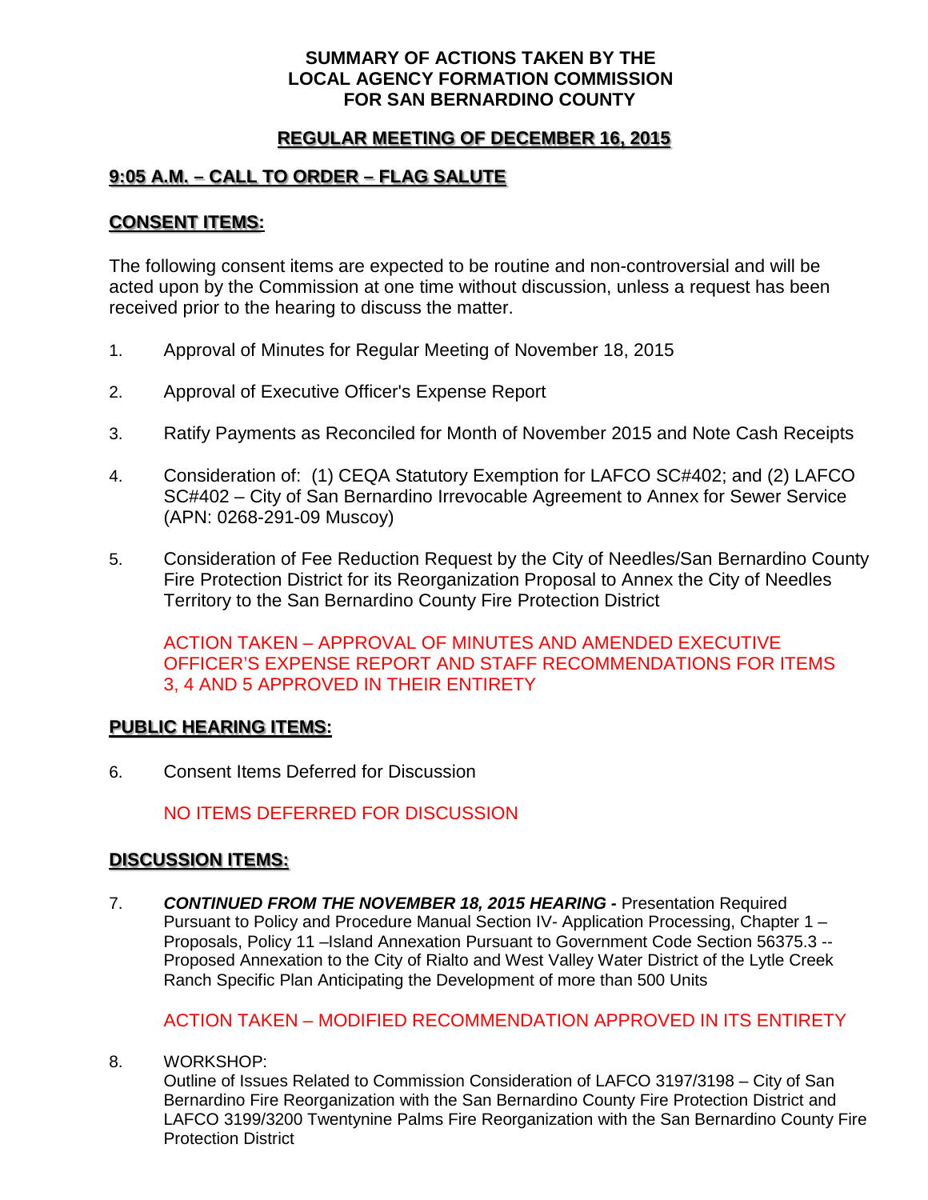# SUMMARY OF ACTIONS TAKEN BY THE LOCAL AGENCY FORMATION COMMISSION FOR SAN BERNARDINO COUNTY

## REGULAR MEETING OF DECEMBER 16, 2015

## 9:05 A.M. – CALL TO ORDER – FLAG SALUTE

## CONSENT ITEMS:

The following consent items are expected to be routine and non-controversial and will be acted upon by the Commission at one time without discussion, unless a request has been received prior to the hearing to discuss the matter.

1. Approval of Minutes for Regular Meeting of November 18, 2015

2. Approval of Executive Officer's Expense Report

3. Ratify Payments as Reconciled for Month of November 2015 and Note Cash Receipts

4. Consideration of: (1) CEQA Statutory Exemption for LAFCO SC#402; and (2) LAFCO SC#402 – City of San Bernardino Irrevocable Agreement to Annex for Sewer Service (APN: 0268-291-09 Muscoy)

5. Consideration of Fee Reduction Request by the City of Needles/San Bernardino County Fire Protection District for its Reorganization Proposal to Annex the City of Needles Territory to the San Bernardino County Fire Protection District

   ACTION TAKEN – APPROVAL OF MINUTES AND AMENDED EXECUTIVE OFFICER'S EXPENSE REPORT AND STAFF RECOMMENDATIONS FOR ITEMS 3, 4 AND 5 APPROVED IN THEIR ENTIRETY

## PUBLIC HEARING ITEMS:

6. Consent Items Deferred for Discussion

   NO ITEMS DEFERRED FOR DISCUSSION

## DISCUSSION ITEMS:

7. ***CONTINUED FROM THE NOVEMBER 18, 2015 HEARING -*** Presentation Required Pursuant to Policy and Procedure Manual Section IV- Application Processing, Chapter 1 – Proposals, Policy 11 –Island Annexation Pursuant to Government Code Section 56375.3 -- Proposed Annexation to the City of Rialto and West Valley Water District of the Lytle Creek Ranch Specific Plan Anticipating the Development of more than 500 Units

   ACTION TAKEN – MODIFIED RECOMMENDATION APPROVED IN ITS ENTIRETY

8. WORKSHOP:
   Outline of Issues Related to Commission Consideration of LAFCO 3197/3198 – City of San Bernardino Fire Reorganization with the San Bernardino County Fire Protection District and LAFCO 3199/3200 Twentynine Palms Fire Reorganization with the San Bernardino County Fire Protection District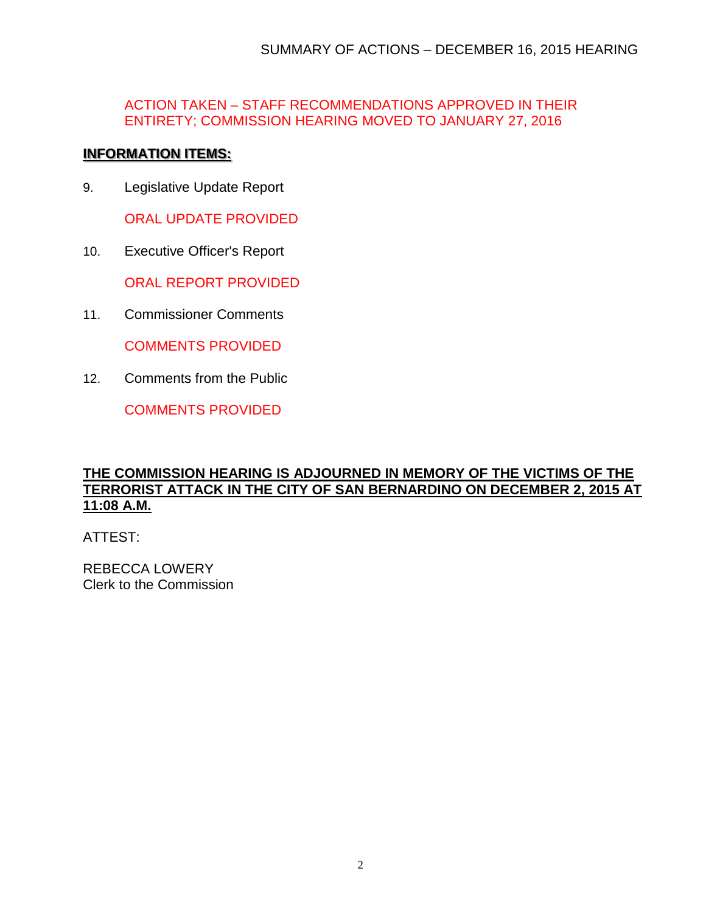ACTION TAKEN – STAFF RECOMMENDATIONS APPROVED IN THEIR ENTIRETY; COMMISSION HEARING MOVED TO JANUARY 27, 2016

**INFORMATION ITEMS:**

9. Legislative Update Report

   ORAL UPDATE PROVIDED

10. Executive Officer's Report

    ORAL REPORT PROVIDED

11. Commissioner Comments

    COMMENTS PROVIDED

12. Comments from the Public

    COMMENTS PROVIDED

**THE COMMISSION HEARING IS ADJOURNED IN MEMORY OF THE VICTIMS OF THE TERRORIST ATTACK IN THE CITY OF SAN BERNARDINO ON DECEMBER 2, 2015 AT 11:08 A.M.**

ATTEST:

REBECCA LOWERY
Clerk to the Commission